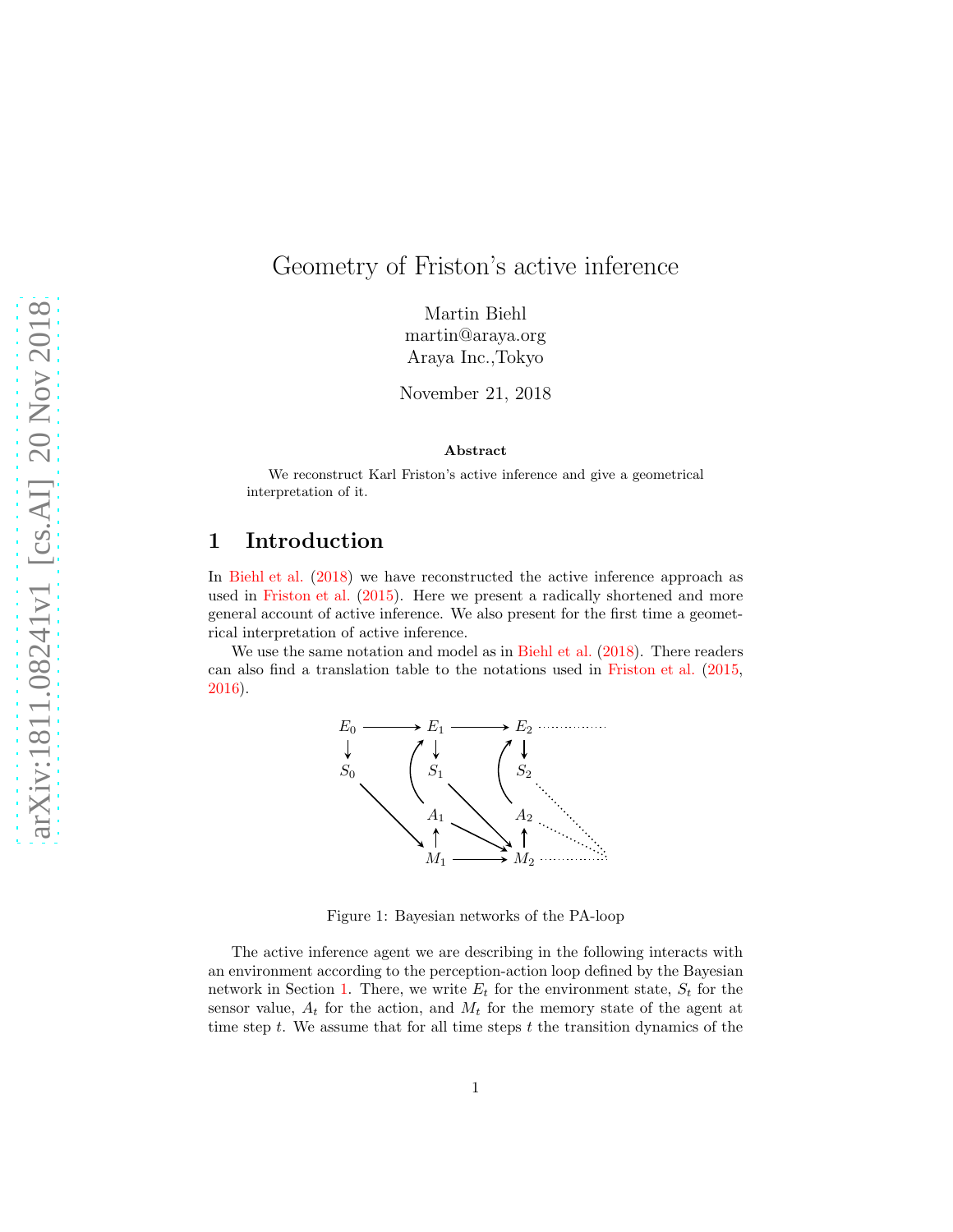# Geometry of Friston's active inference

Martin Biehl
martin@araya.org
Araya Inc.,Tokyo

November 21, 2018

**Abstract**

We reconstruct Karl Friston's active inference and give a geometrical interpretation of it.

## 1 Introduction

In Biehl et al. (2018) we have reconstructed the active inference approach as used in Friston et al. (2015). Here we present a radically shortened and more general account of active inference. We also present for the first time a geometrical interpretation of active inference.

We use the same notation and model as in Biehl et al. (2018). There readers can also find a translation table to the notations used in Friston et al. (2015, 2016).

Figure 1: Bayesian networks of the PA-loop

The active inference agent we are describing in the following interacts with an environment according to the perception-action loop defined by the Bayesian network in Section 1. There, we write $E_t$ for the environment state, $S_t$ for the sensor value, $A_t$ for the action, and $M_t$ for the memory state of the agent at time step $t$. We assume that for all time steps $t$ the transition dynamics of the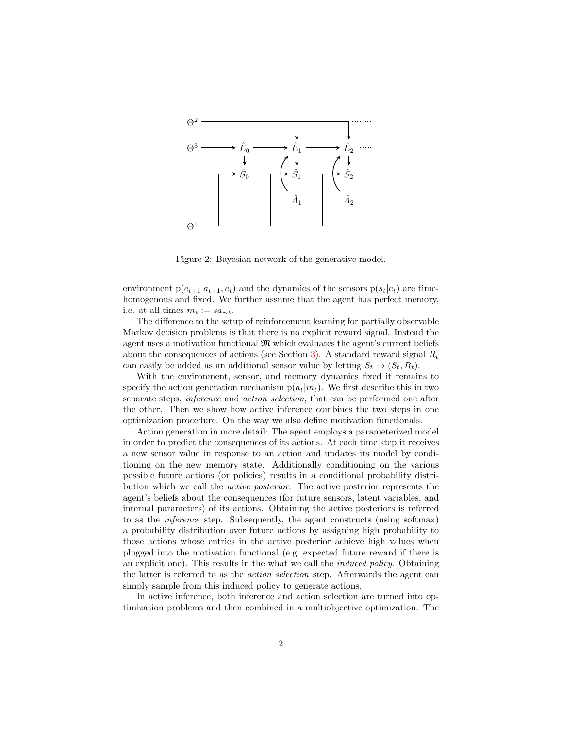Figure 2: Bayesian network of the generative model.

environment $\mathrm{p}(e_{t+1}|a_{t+1}, e_t)$ and the dynamics of the sensors $\mathrm{p}(s_t|e_t)$ are time-homogenous and fixed. We further assume that the agent has perfect memory, i.e. at all times $m_t := sa_{\prec t}$.

The difference to the setup of reinforcement learning for partially observable Markov decision problems is that there is no explicit reward signal. Instead the agent uses a motivation functional $\mathfrak{M}$ which evaluates the agent's current beliefs about the consequences of actions (see Section 3). A standard reward signal $R_t$ can easily be added as an additional sensor value by letting $S_t \to (S_t, R_t)$.

With the environment, sensor, and memory dynamics fixed it remains to specify the action generation mechanism $\mathrm{p}(a_t|m_t)$. We first describe this in two separate steps, *inference* and *action selection*, that can be performed one after the other. Then we show how active inference combines the two steps in one optimization procedure. On the way we also define motivation functionals.

Action generation in more detail: The agent employs a parameterized model in order to predict the consequences of its actions. At each time step it receives a new sensor value in response to an action and updates its model by conditioning on the new memory state. Additionally conditioning on the various possible future actions (or policies) results in a conditional probability distribution which we call the *active posterior*. The active posterior represents the agent's beliefs about the consequences (for future sensors, latent variables, and internal parameters) of its actions. Obtaining the active posteriors is referred to as the *inference* step. Subsequently, the agent constructs (using softmax) a probability distribution over future actions by assigning high probability to those actions whose entries in the active posterior achieve high values when plugged into the motivation functional (e.g. expected future reward if there is an explicit one). This results in the what we call the *induced policy*. Obtaining the latter is referred to as the *action selection* step. Afterwards the agent can simply sample from this induced policy to generate actions.

In active inference, both inference and action selection are turned into optimization problems and then combined in a multiobjective optimization. The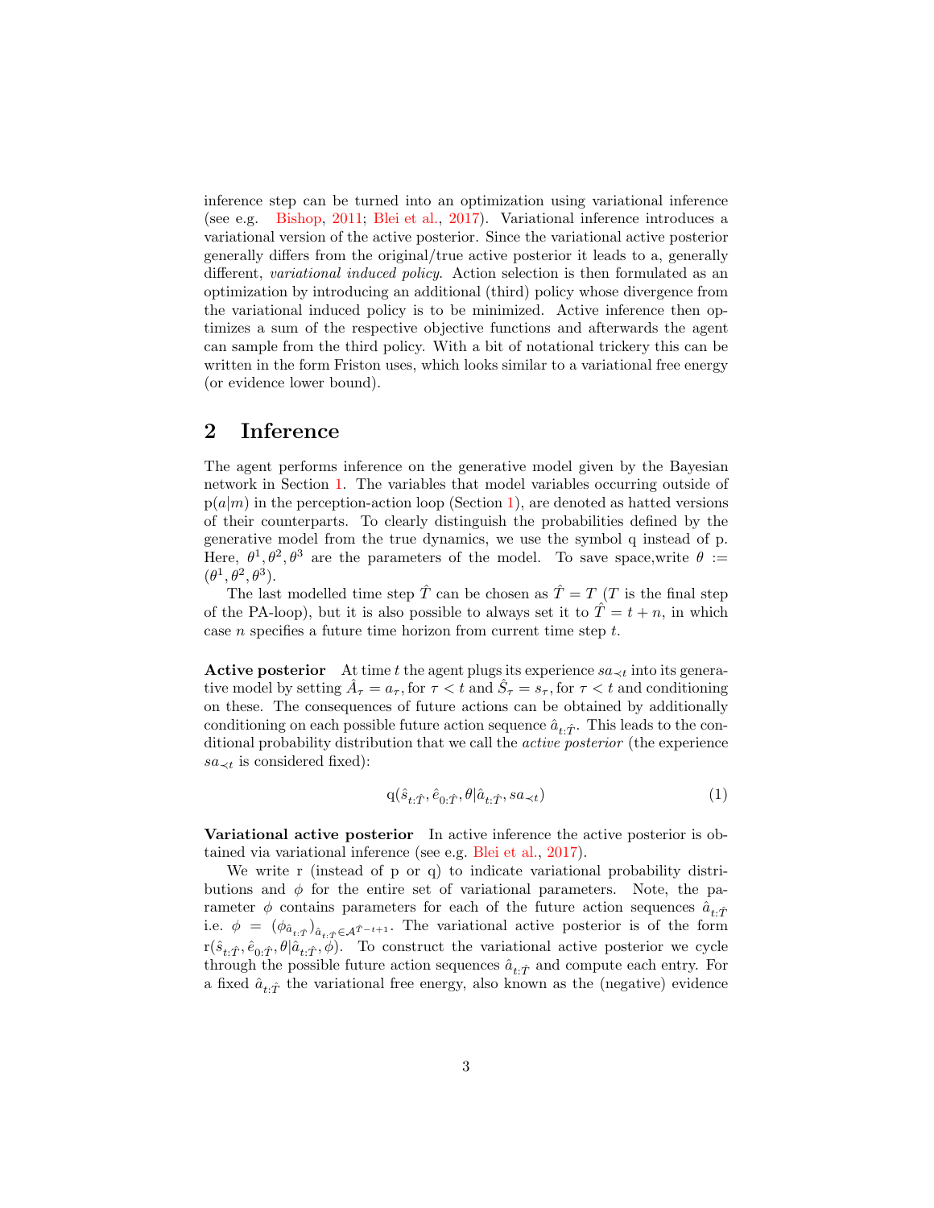inference step can be turned into an optimization using variational inference (see e.g. Bishop, 2011; Blei et al., 2017). Variational inference introduces a variational version of the active posterior. Since the variational active posterior generally differs from the original/true active posterior it leads to a, generally different, *variational induced policy*. Action selection is then formulated as an optimization by introducing an additional (third) policy whose divergence from the variational induced policy is to be minimized. Active inference then optimizes a sum of the respective objective functions and afterwards the agent can sample from the third policy. With a bit of notational trickery this can be written in the form Friston uses, which looks similar to a variational free energy (or evidence lower bound).

## 2 Inference

The agent performs inference on the generative model given by the Bayesian network in Section 1. The variables that model variables occurring outside of $\mathrm{p}(a|m)$ in the perception-action loop (Section 1), are denoted as hatted versions of their counterparts. To clearly distinguish the probabilities defined by the generative model from the true dynamics, we use the symbol q instead of p. Here, $\theta^1, \theta^2, \theta^3$ are the parameters of the model. To save space,write $\theta := (\theta^1, \theta^2, \theta^3)$.

The last modelled time step $\hat{T}$ can be chosen as $\hat{T} = T$ ($T$ is the final step of the PA-loop), but it is also possible to always set it to $\hat{T} = t + n$, in which case $n$ specifies a future time horizon from current time step $t$.

**Active posterior** At time $t$ the agent plugs its experience $sa_{\prec t}$ into its generative model by setting $\hat{A}_\tau = a_\tau$, for $\tau < t$ and $\hat{S}_\tau = s_\tau$, for $\tau < t$ and conditioning on these. The consequences of future actions can be obtained by additionally conditioning on each possible future action sequence $\hat{a}_{t:\hat{T}}$. This leads to the conditional probability distribution that we call the *active posterior* (the experience $sa_{\prec t}$ is considered fixed):

$$\mathrm{q}(\hat{s}_{t:\hat{T}}, \hat{e}_{0:\hat{T}}, \theta | \hat{a}_{t:\hat{T}}, sa_{\prec t}) \tag{1}$$

**Variational active posterior** In active inference the active posterior is obtained via variational inference (see e.g. Blei et al., 2017).

We write r (instead of p or q) to indicate variational probability distributions and $\phi$ for the entire set of variational parameters. Note, the parameter $\phi$ contains parameters for each of the future action sequences $\hat{a}_{t:\hat{T}}$ i.e. $\phi = (\phi_{\hat{a}_{t:\hat{T}}})_{\hat{a}_{t:\hat{T}} \in \mathcal{A}^{\hat{T}-t+1}}$. The variational active posterior is of the form $\mathrm{r}(\hat{s}_{t:\hat{T}}, \hat{e}_{0:\hat{T}}, \theta | \hat{a}_{t:\hat{T}}, \phi)$. To construct the variational active posterior we cycle through the possible future action sequences $\hat{a}_{t:\hat{T}}$ and compute each entry. For a fixed $\hat{a}_{t:\hat{T}}$ the variational free energy, also known as the (negative) evidence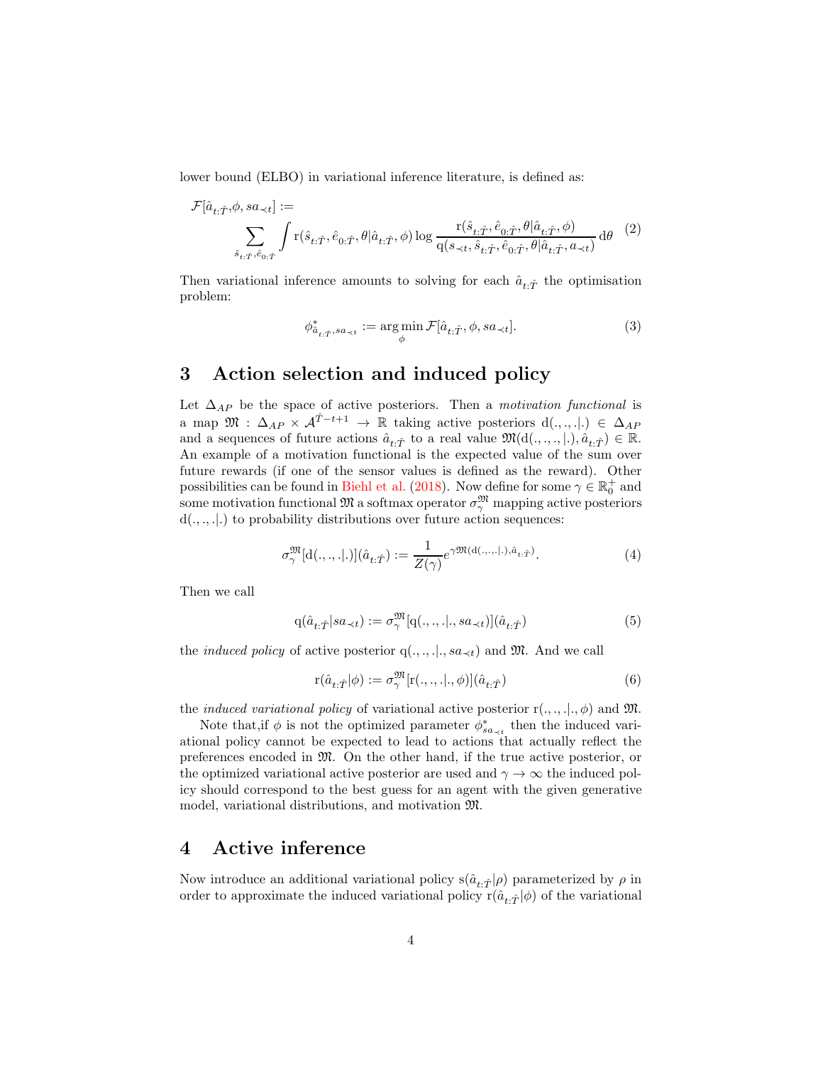lower bound (ELBO) in variational inference literature, is defined as:

$$\mathcal{F}[\hat{a}_{t:\hat{T}}, \phi, sa_{\prec t}] := \sum_{\hat{s}_{t:\hat{T}}, \hat{e}_{0:\hat{T}}} \int \mathrm{r}(\hat{s}_{t:\hat{T}}, \hat{e}_{0:\hat{T}}, \theta | \hat{a}_{t:\hat{T}}, \phi) \log \frac{\mathrm{r}(\hat{s}_{t:\hat{T}}, \hat{e}_{0:\hat{T}}, \theta | \hat{a}_{t:\hat{T}}, \phi)}{\mathrm{q}(s_{\prec t}, \hat{s}_{t:\hat{T}}, \hat{e}_{0:\hat{T}}, \theta | \hat{a}_{t:\hat{T}}, a_{\prec t})} \, \mathrm{d}\theta \tag{2}$$

Then variational inference amounts to solving for each $\hat{a}_{t:\hat{T}}$ the optimisation problem:

$$\phi^*_{\hat{a}_{t:\hat{T}}, sa_{\prec t}} := \arg\min_{\phi} \mathcal{F}[\hat{a}_{t:\hat{T}}, \phi, sa_{\prec t}]. \tag{3}$$

## 3 Action selection and induced policy

Let $\Delta_{AP}$ be the space of active posteriors. Then a *motivation functional* is a map $\mathfrak{M} : \Delta_{AP} \times \mathcal{A}^{\hat{T}-t+1} \to \mathbb{R}$ taking active posteriors $\mathrm{d}(.,.,.|.) \in \Delta_{AP}$ and a sequences of future actions $\hat{a}_{t:\hat{T}}$ to a real value $\mathfrak{M}(\mathrm{d}(.,.,.|.), \hat{a}_{t:\hat{T}}) \in \mathbb{R}$. An example of a motivation functional is the expected value of the sum over future rewards (if one of the sensor values is defined as the reward). Other possibilities can be found in Biehl et al. (2018). Now define for some $\gamma \in \mathbb{R}^+_0$ and some motivation functional $\mathfrak{M}$ a softmax operator $\sigma^{\mathfrak{M}}_{\gamma}$ mapping active posteriors $\mathrm{d}(.,.,.|.)$ to probability distributions over future action sequences:

$$\sigma^{\mathfrak{M}}_{\gamma}[\mathrm{d}(.,.,.|.)](\hat{a}_{t:\hat{T}}) := \frac{1}{Z(\gamma)} e^{\gamma \mathfrak{M}(\mathrm{d}(.,.,.|.), \hat{a}_{t:\hat{T}})}. \tag{4}$$

Then we call

$$\mathrm{q}(\hat{a}_{t:\hat{T}} | sa_{\prec t}) := \sigma^{\mathfrak{M}}_{\gamma}[\mathrm{q}(.,.,.|., sa_{\prec t})](\hat{a}_{t:\hat{T}}) \tag{5}$$

the *induced policy* of active posterior $\mathrm{q}(.,.,.|., sa_{\prec t})$ and $\mathfrak{M}$. And we call

$$\mathrm{r}(\hat{a}_{t:\hat{T}} | \phi) := \sigma^{\mathfrak{M}}_{\gamma}[\mathrm{r}(.,.,.|., \phi)](\hat{a}_{t:\hat{T}}) \tag{6}$$

the *induced variational policy* of variational active posterior $\mathrm{r}(.,.,.|., \phi)$ and $\mathfrak{M}$.

Note that,if $\phi$ is not the optimized parameter $\phi^*_{sa_{\prec t}}$ then the induced variational policy cannot be expected to lead to actions that actually reflect the preferences encoded in $\mathfrak{M}$. On the other hand, if the true active posterior, or the optimized variational active posterior are used and $\gamma \to \infty$ the induced policy should correspond to the best guess for an agent with the given generative model, variational distributions, and motivation $\mathfrak{M}$.

## 4 Active inference

Now introduce an additional variational policy $\mathrm{s}(\hat{a}_{t:\hat{T}} | \rho)$ parameterized by $\rho$ in order to approximate the induced variational policy $\mathrm{r}(\hat{a}_{t:\hat{T}} | \phi)$ of the variational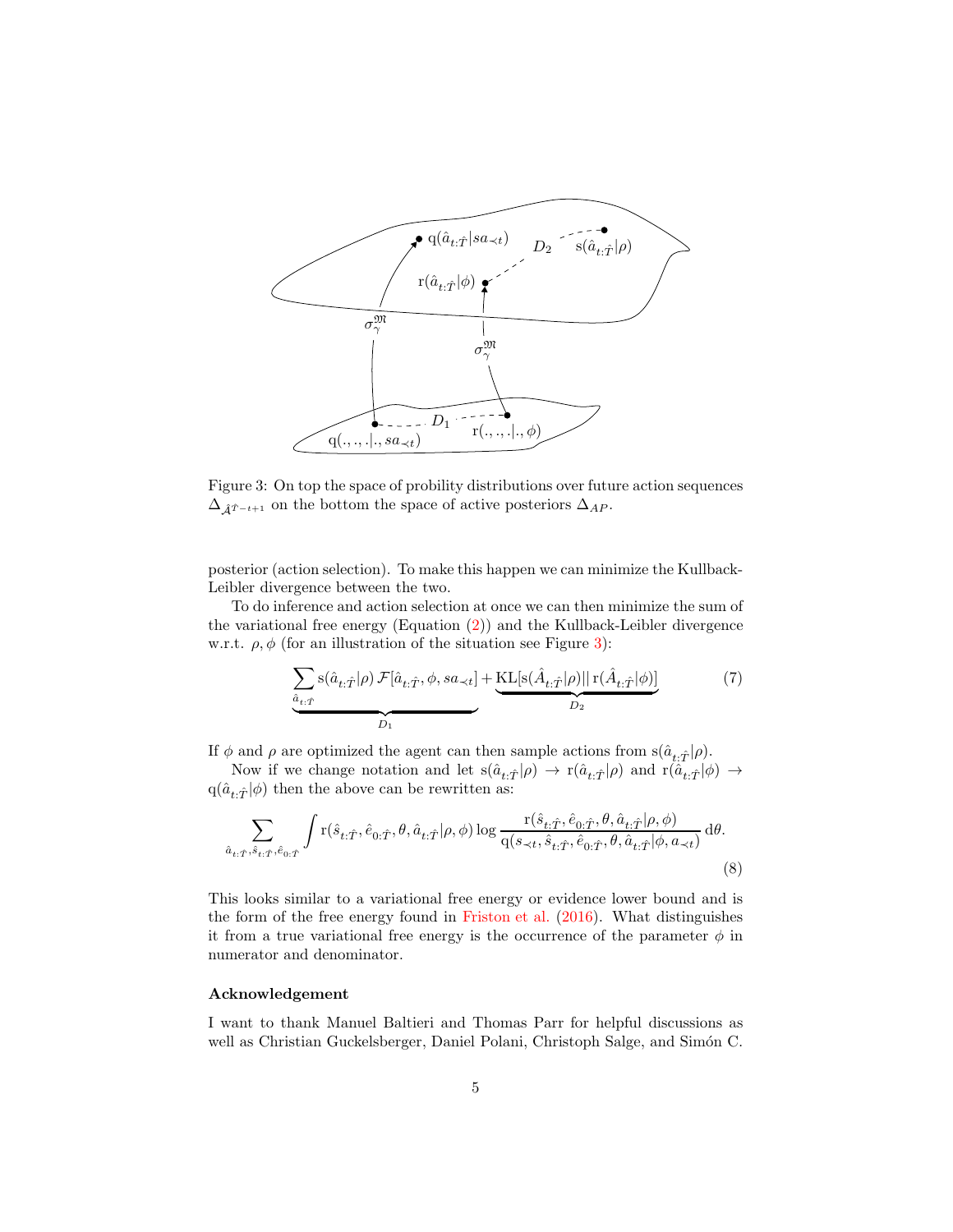Figure 3: On top the space of probility distributions over future action sequences $\Delta_{\hat{\mathcal{A}}^{\hat{T}-t+1}}$ on the bottom the space of active posteriors $\Delta_{AP}$.

posterior (action selection). To make this happen we can minimize the Kullback-Leibler divergence between the two.

To do inference and action selection at once we can then minimize the sum of the variational free energy (Equation (2)) and the Kullback-Leibler divergence w.r.t. $\rho, \phi$ (for an illustration of the situation see Figure 3):

$$\underbrace{\sum_{\hat{a}_{t:\hat{T}}} \mathrm{s}(\hat{a}_{t:\hat{T}}|\rho)\, \mathcal{F}[\hat{a}_{t:\hat{T}}, \phi, sa_{\prec t}]}_{D_1} + \underbrace{\mathrm{KL}[\mathrm{s}(\hat{A}_{t:\hat{T}}|\rho)||\, \mathrm{r}(\hat{A}_{t:\hat{T}}|\phi)]}_{D_2} \tag{7}$$

If $\phi$ and $\rho$ are optimized the agent can then sample actions from $\mathrm{s}(\hat{a}_{t:\hat{T}}|\rho)$.

Now if we change notation and let $\mathrm{s}(\hat{a}_{t:\hat{T}}|\rho) \to \mathrm{r}(\hat{a}_{t:\hat{T}}|\rho)$ and $\mathrm{r}(\hat{a}_{t:\hat{T}}|\phi) \to \mathrm{q}(\hat{a}_{t:\hat{T}}|\phi)$ then the above can be rewritten as:

$$\sum_{\hat{a}_{t:\hat{T}}, \hat{s}_{t:\hat{T}}, \hat{e}_{0:\hat{T}}} \int \mathrm{r}(\hat{s}_{t:\hat{T}}, \hat{e}_{0:\hat{T}}, \theta, \hat{a}_{t:\hat{T}}|\rho, \phi) \log \frac{\mathrm{r}(\hat{s}_{t:\hat{T}}, \hat{e}_{0:\hat{T}}, \theta, \hat{a}_{t:\hat{T}}|\rho, \phi)}{\mathrm{q}(s_{\prec t}, \hat{s}_{t:\hat{T}}, \hat{e}_{0:\hat{T}}, \theta, \hat{a}_{t:\hat{T}}|\phi, a_{\prec t})}\, \mathrm{d}\theta. \tag{8}$$

This looks similar to a variational free energy or evidence lower bound and is the form of the free energy found in Friston et al. (2016). What distinguishes it from a true variational free energy is the occurrence of the parameter $\phi$ in numerator and denominator.

### Acknowledgement

I want to thank Manuel Baltieri and Thomas Parr for helpful discussions as well as Christian Guckelsberger, Daniel Polani, Christoph Salge, and Simón C.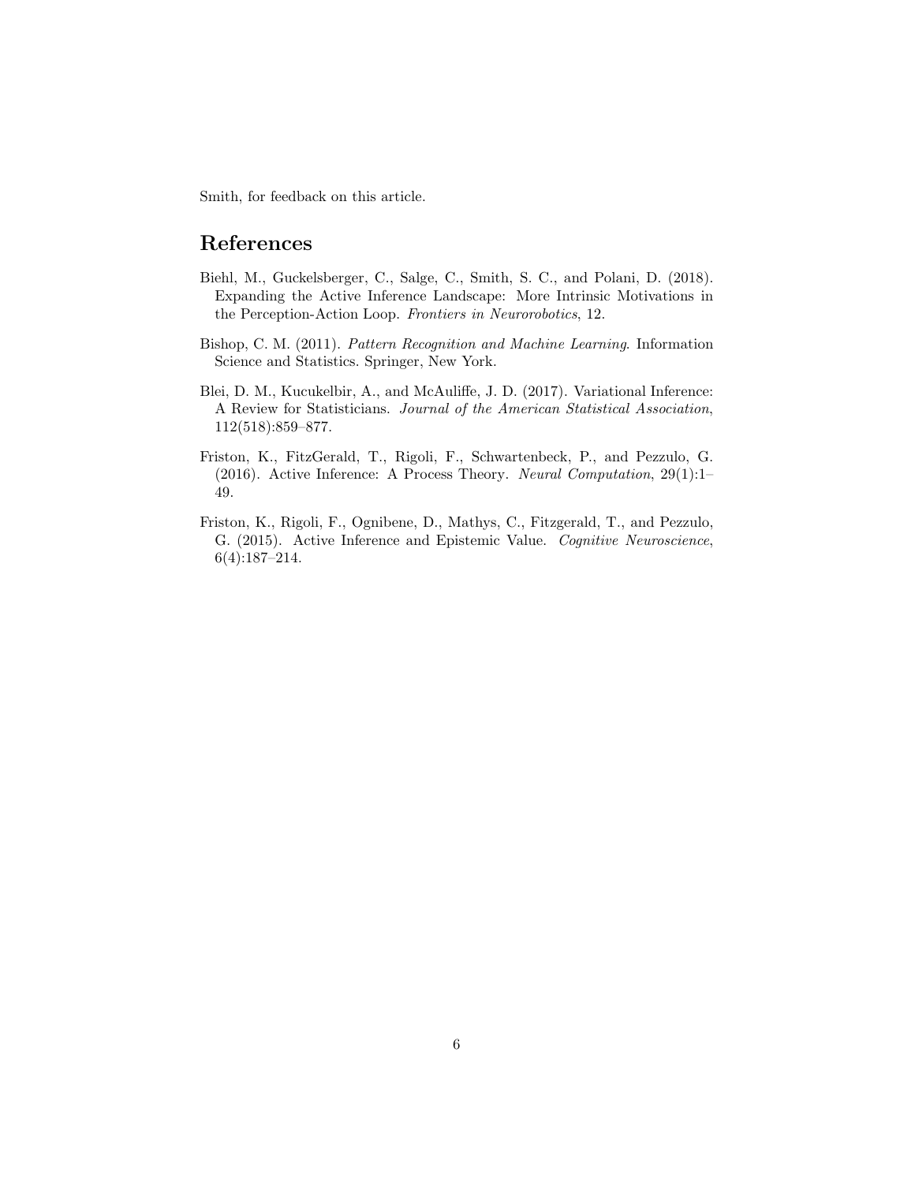Smith, for feedback on this article.

## References

Biehl, M., Guckelsberger, C., Salge, C., Smith, S. C., and Polani, D. (2018). Expanding the Active Inference Landscape: More Intrinsic Motivations in the Perception-Action Loop. *Frontiers in Neurorobotics*, 12.

Bishop, C. M. (2011). *Pattern Recognition and Machine Learning*. Information Science and Statistics. Springer, New York.

Blei, D. M., Kucukelbir, A., and McAuliffe, J. D. (2017). Variational Inference: A Review for Statisticians. *Journal of the American Statistical Association*, 112(518):859–877.

Friston, K., FitzGerald, T., Rigoli, F., Schwartenbeck, P., and Pezzulo, G. (2016). Active Inference: A Process Theory. *Neural Computation*, 29(1):1–49.

Friston, K., Rigoli, F., Ognibene, D., Mathys, C., Fitzgerald, T., and Pezzulo, G. (2015). Active Inference and Epistemic Value. *Cognitive Neuroscience*, 6(4):187–214.